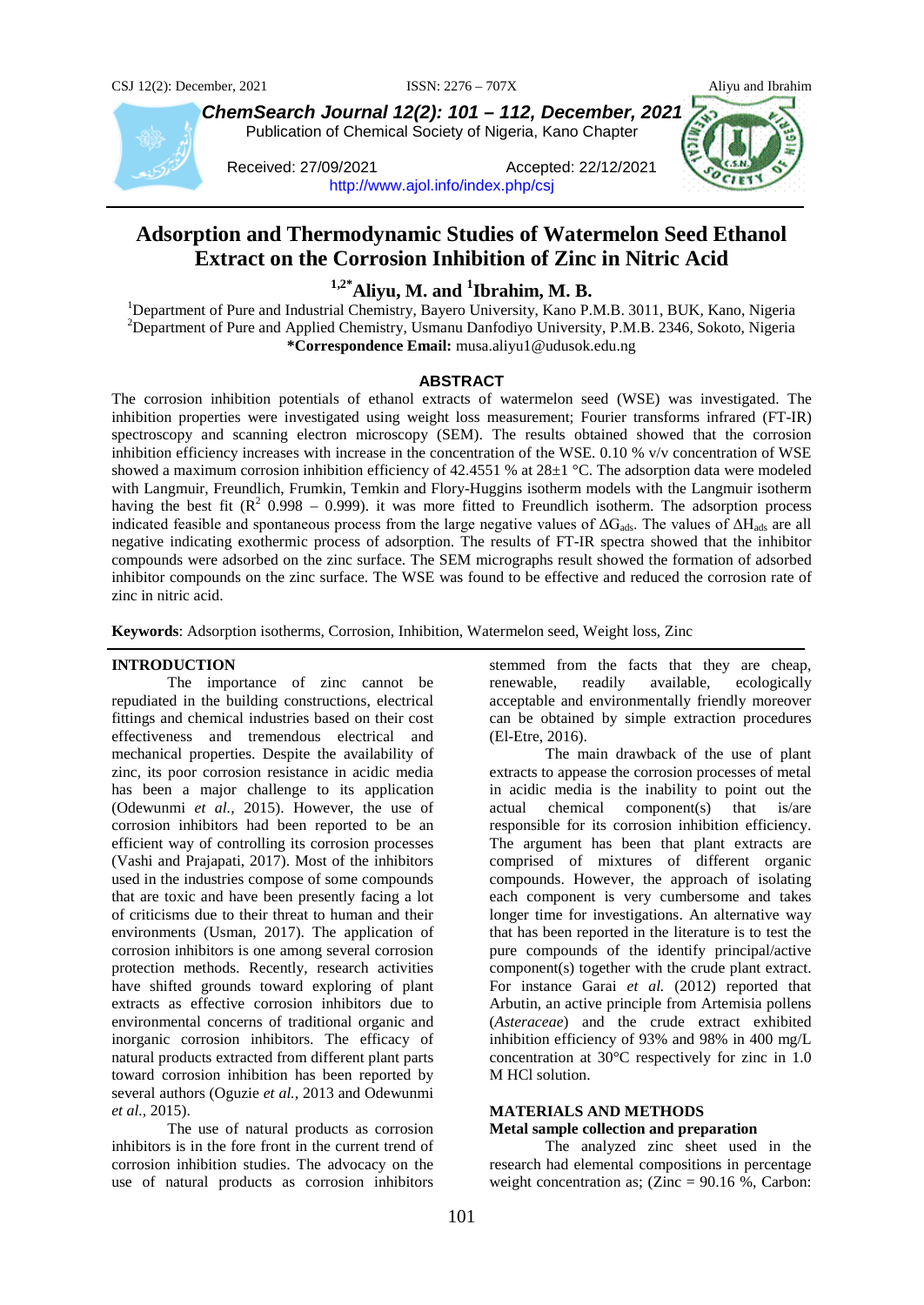# Adsorption and Thermodynamic Studies of Watermelon Seed Ethanol Extract on the Corrosion Inhibition of Zinc in Nitric Acid

**[1,2*]Aliyu, M. and [1]Ibrahim, M. B.**

[1]Department of Pure and Industrial Chemistry, Bayero University, Kano P.M.B. 3011, BUK, Kano, Nigeria
[2]Department of Pure and Applied Chemistry, Usmanu Danfodiyo University, P.M.B. 2346, Sokoto, Nigeria
**\*Correspondence Email:** musa.aliyu1@udusok.edu.ng

Received: 27/09/2021 Accepted: 22/12/2021

http://www.ajol.info/index.php/csj

## ABSTRACT

The corrosion inhibition potentials of ethanol extracts of watermelon seed (WSE) was investigated. The inhibition properties were investigated using weight loss measurement; Fourier transforms infrared (FT-IR) spectroscopy and scanning electron microscopy (SEM). The results obtained showed that the corrosion inhibition efficiency increases with increase in the concentration of the WSE. 0.10 % v/v concentration of WSE showed a maximum corrosion inhibition efficiency of 42.4551 % at 28±1 °C. The adsorption data were modeled with Langmuir, Freundlich, Frumkin, Temkin and Flory-Huggins isotherm models with the Langmuir isotherm having the best fit ($R^2$ 0.998 – 0.999). it was more fitted to Freundlich isotherm. The adsorption process indicated feasible and spontaneous process from the large negative values of $\Delta G_{ads}$. The values of $\Delta H_{ads}$ are all negative indicating exothermic process of adsorption. The results of FT-IR spectra showed that the inhibitor compounds were adsorbed on the zinc surface. The SEM micrographs result showed the formation of adsorbed inhibitor compounds on the zinc surface. The WSE was found to be effective and reduced the corrosion rate of zinc in nitric acid.

**Keywords**: Adsorption isotherms, Corrosion, Inhibition, Watermelon seed, Weight loss, Zinc

## INTRODUCTION

The importance of zinc cannot be repudiated in the building constructions, electrical fittings and chemical industries based on their cost effectiveness and tremendous electrical and mechanical properties. Despite the availability of zinc, its poor corrosion resistance in acidic media has been a major challenge to its application (Odewunmi *et al.,* 2015). However, the use of corrosion inhibitors had been reported to be an efficient way of controlling its corrosion processes (Vashi and Prajapati, 2017). Most of the inhibitors used in the industries compose of some compounds that are toxic and have been presently facing a lot of criticisms due to their threat to human and their environments (Usman, 2017). The application of corrosion inhibitors is one among several corrosion protection methods. Recently, research activities have shifted grounds toward exploring of plant extracts as effective corrosion inhibitors due to environmental concerns of traditional organic and inorganic corrosion inhibitors. The efficacy of natural products extracted from different plant parts toward corrosion inhibition has been reported by several authors (Oguzie *et al.,* 2013 and Odewunmi *et al.,* 2015).

The use of natural products as corrosion inhibitors is in the fore front in the current trend of corrosion inhibition studies. The advocacy on the use of natural products as corrosion inhibitors stemmed from the facts that they are cheap, renewable, readily available, ecologically acceptable and environmentally friendly moreover can be obtained by simple extraction procedures (El-Etre, 2016).

The main drawback of the use of plant extracts to appease the corrosion processes of metal in acidic media is the inability to point out the actual chemical component(s) that is/are responsible for its corrosion inhibition efficiency. The argument has been that plant extracts are comprised of mixtures of different organic compounds. However, the approach of isolating each component is very cumbersome and takes longer time for investigations. An alternative way that has been reported in the literature is to test the pure compounds of the identify principal/active component(s) together with the crude plant extract. For instance Garai *et al.* (2012) reported that Arbutin, an active principle from Artemisia pollens (*Asteraceae*) and the crude extract exhibited inhibition efficiency of 93% and 98% in 400 mg/L concentration at 30°C respectively for zinc in 1.0 M HCl solution.

## MATERIALS AND METHODS

### Metal sample collection and preparation

The analyzed zinc sheet used in the research had elemental compositions in percentage weight concentration as; (Zinc = 90.16 %, Carbon: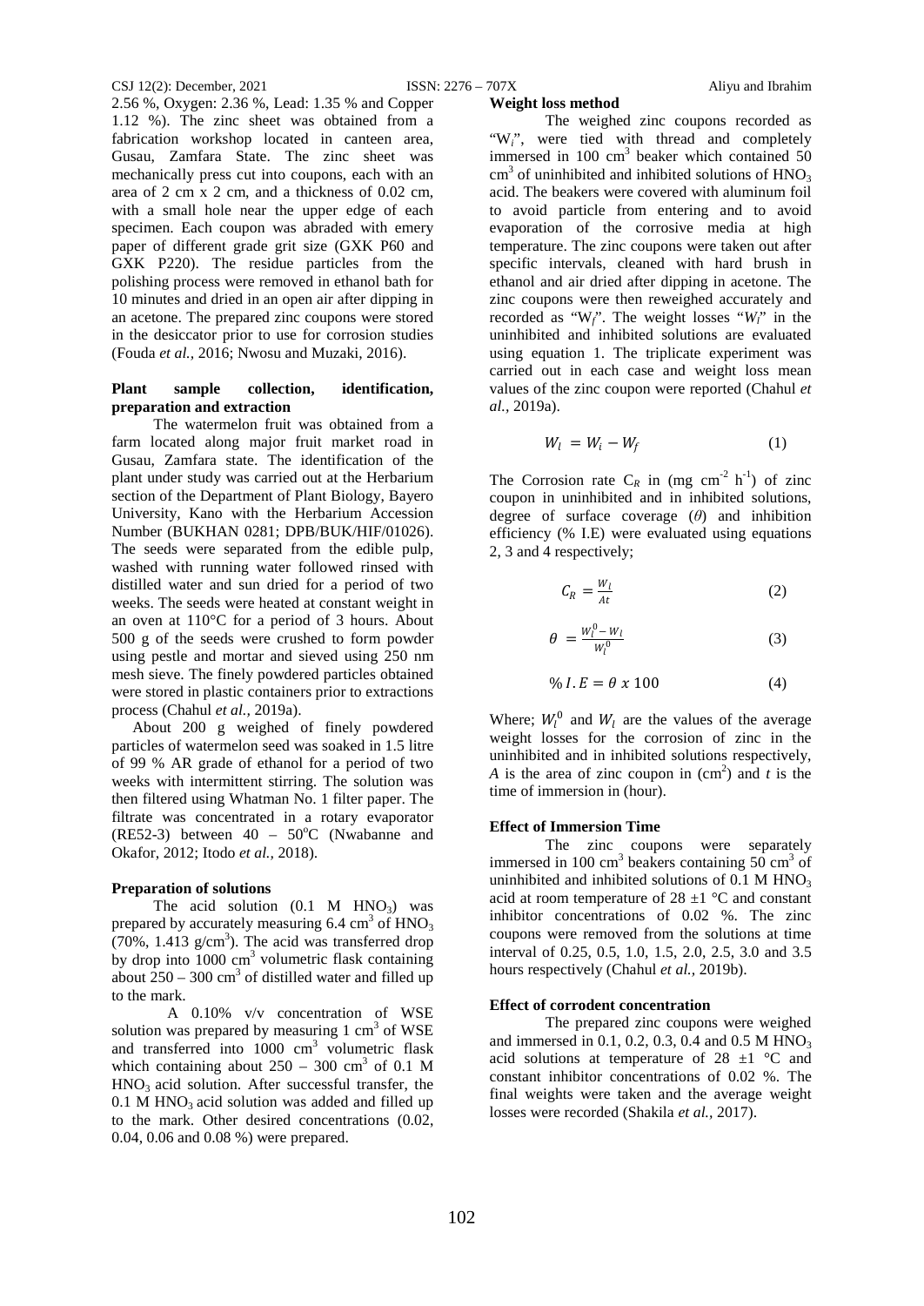2.56 %, Oxygen: 2.36 %, Lead: 1.35 % and Copper 1.12 %). The zinc sheet was obtained from a fabrication workshop located in canteen area, Gusau, Zamfara State. The zinc sheet was mechanically press cut into coupons, each with an area of 2 cm x 2 cm, and a thickness of 0.02 cm, with a small hole near the upper edge of each specimen. Each coupon was abraded with emery paper of different grade grit size (GXK P60 and GXK P220). The residue particles from the polishing process were removed in ethanol bath for 10 minutes and dried in an open air after dipping in an acetone. The prepared zinc coupons were stored in the desiccator prior to use for corrosion studies (Fouda *et al.,* 2016; Nwosu and Muzaki, 2016).

**Plant sample collection, identification, preparation and extraction**

The watermelon fruit was obtained from a farm located along major fruit market road in Gusau, Zamfara state. The identification of the plant under study was carried out at the Herbarium section of the Department of Plant Biology, Bayero University, Kano with the Herbarium Accession Number (BUKHAN 0281; DPB/BUK/HIF/01026). The seeds were separated from the edible pulp, washed with running water followed rinsed with distilled water and sun dried for a period of two weeks. The seeds were heated at constant weight in an oven at 110°C for a period of 3 hours. About 500 g of the seeds were crushed to form powder using pestle and mortar and sieved using 250 nm mesh sieve. The finely powdered particles obtained were stored in plastic containers prior to extractions process (Chahul *et al.,* 2019a).

About 200 g weighed of finely powdered particles of watermelon seed was soaked in 1.5 litre of 99 % AR grade of ethanol for a period of two weeks with intermittent stirring. The solution was then filtered using Whatman No. 1 filter paper. The filtrate was concentrated in a rotary evaporator (RE52-3) between 40 – 50°C (Nwabanne and Okafor, 2012; Itodo *et al.,* 2018).

**Preparation of solutions**

The acid solution (0.1 M $HNO_3$) was prepared by accurately measuring 6.4 $cm^3$ of $HNO_3$ (70%, 1.413 $g/cm^3$). The acid was transferred drop by drop into 1000 $cm^3$ volumetric flask containing about 250 – 300 $cm^3$ of distilled water and filled up to the mark.

A 0.10% v/v concentration of WSE solution was prepared by measuring 1 $cm^3$ of WSE and transferred into 1000 $cm^3$ volumetric flask which containing about 250 – 300 $cm^3$ of 0.1 M $HNO_3$ acid solution. After successful transfer, the 0.1 M $HNO_3$ acid solution was added and filled up to the mark. Other desired concentrations (0.02, 0.04, 0.06 and 0.08 %) were prepared.

**Weight loss method**

The weighed zinc coupons recorded as "$W_i$", were tied with thread and completely immersed in 100 $cm^3$ beaker which contained 50 $cm^3$ of uninhibited and inhibited solutions of $HNO_3$ acid. The beakers were covered with aluminum foil to avoid particle from entering and to avoid evaporation of the corrosive media at high temperature. The zinc coupons were taken out after specific intervals, cleaned with hard brush in ethanol and air dried after dipping in acetone. The zinc coupons were then reweighed accurately and recorded as "$W_f$". The weight losses "$W_l$" in the uninhibited and inhibited solutions are evaluated using equation 1. The triplicate experiment was carried out in each case and weight loss mean values of the zinc coupon were reported (Chahul *et al.*, 2019a).

$$W_l = W_i - W_f \tag{1}$$

The Corrosion rate $C_R$ in (mg $cm^{-2}$ $h^{-1}$) of zinc coupon in uninhibited and in inhibited solutions, degree of surface coverage ($\theta$) and inhibition efficiency (% I.E) were evaluated using equations 2, 3 and 4 respectively;

$$C_R = \frac{W_l}{At} \tag{2}$$

$$\theta = \frac{W_l^0 - W_l}{W_l^0} \tag{3}$$

$$\% I.E = \theta \ x \ 100 \tag{4}$$

Where; $W_l^0$ and $W_l$ are the values of the average weight losses for the corrosion of zinc in the uninhibited and in inhibited solutions respectively, $A$ is the area of zinc coupon in ($cm^2$) and $t$ is the time of immersion in (hour).

**Effect of Immersion Time**

The zinc coupons were separately immersed in 100 $cm^3$ beakers containing 50 $cm^3$ of uninhibited and inhibited solutions of 0.1 M $HNO_3$ acid at room temperature of 28 ±1 °C and constant inhibitor concentrations of 0.02 %. The zinc coupons were removed from the solutions at time interval of 0.25, 0.5, 1.0, 1.5, 2.0, 2.5, 3.0 and 3.5 hours respectively (Chahul *et al.,* 2019b).

**Effect of corrodent concentration**

The prepared zinc coupons were weighed and immersed in 0.1, 0.2, 0.3, 0.4 and 0.5 M $HNO_3$ acid solutions at temperature of 28 ±1 °C and constant inhibitor concentrations of 0.02 %. The final weights were taken and the average weight losses were recorded (Shakila *et al.,* 2017).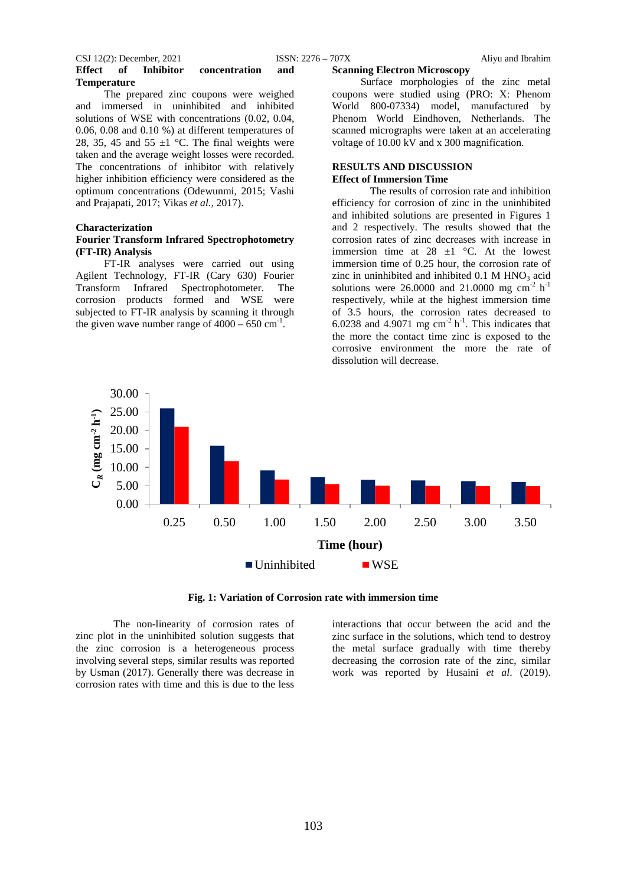### Effect of Inhibitor concentration and Temperature

The prepared zinc coupons were weighed and immersed in uninhibited and inhibited solutions of WSE with concentrations (0.02, 0.04, 0.06, 0.08 and 0.10 %) at different temperatures of 28, 35, 45 and 55 ±1 °C. The final weights were taken and the average weight losses were recorded. The concentrations of inhibitor with relatively higher inhibition efficiency were considered as the optimum concentrations (Odewunmi, 2015; Vashi and Prajapati, 2017; Vikas *et al.*, 2017).

### Characterization

### Fourier Transform Infrared Spectrophotometry (FT-IR) Analysis

FT-IR analyses were carried out using Agilent Technology, FT-IR (Cary 630) Fourier Transform Infrared Spectrophotometer. The corrosion products formed and WSE were subjected to FT-IR analysis by scanning it through the given wave number range of 4000 – 650 $cm^{-1}$.

### Scanning Electron Microscopy

Surface morphologies of the zinc metal coupons were studied using (PRO: X: Phenom World 800-07334) model, manufactured by Phenom World Eindhoven, Netherlands. The scanned micrographs were taken at an accelerating voltage of 10.00 kV and x 300 magnification.

## RESULTS AND DISCUSSION

### Effect of Immersion Time

The results of corrosion rate and inhibition efficiency for corrosion of zinc in the uninhibited and inhibited solutions are presented in Figures 1 and 2 respectively. The results showed that the corrosion rates of zinc decreases with increase in immersion time at 28 ±1 °C. At the lowest immersion time of 0.25 hour, the corrosion rate of zinc in uninhibited and inhibited 0.1 M $HNO_3$ acid solutions were 26.0000 and 21.0000 mg $cm^{-2}$ $h^{-1}$ respectively, while at the highest immersion time of 3.5 hours, the corrosion rates decreased to 6.0238 and 4.9071 mg $cm^{-2}$ $h^{-1}$. This indicates that the more the contact time zinc is exposed to the corrosive environment the more the rate of dissolution will decrease.

**Fig. 1: Variation of Corrosion rate with immersion time**

The non-linearity of corrosion rates of zinc plot in the uninhibited solution suggests that the zinc corrosion is a heterogeneous process involving several steps, similar results was reported by Usman (2017). Generally there was decrease in corrosion rates with time and this is due to the less interactions that occur between the acid and the zinc surface in the solutions, which tend to destroy the metal surface gradually with time thereby decreasing the corrosion rate of the zinc, similar work was reported by Husaini *et al*. (2019).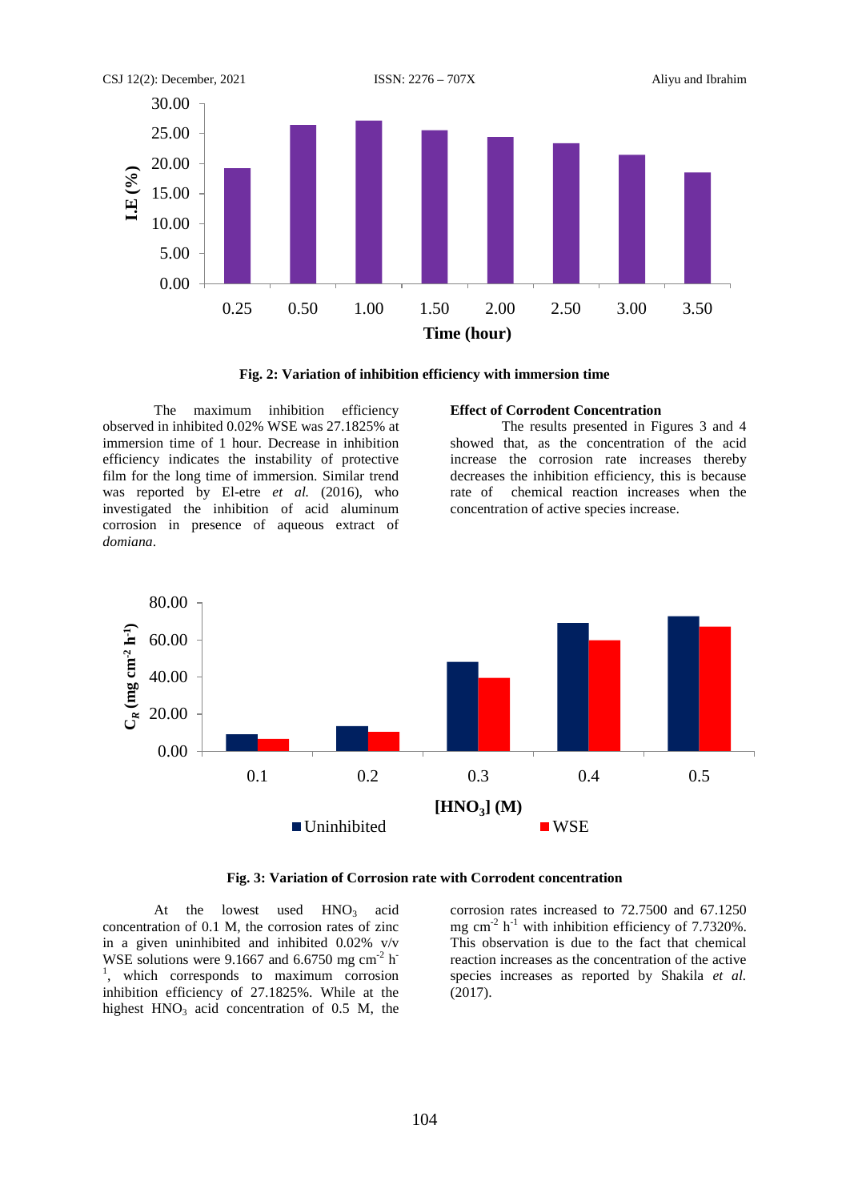Fig. 2: Variation of inhibition efficiency with immersion time

The maximum inhibition efficiency observed in inhibited 0.02% WSE was 27.1825% at immersion time of 1 hour. Decrease in inhibition efficiency indicates the instability of protective film for the long time of immersion. Similar trend was reported by El-etre *et al.* (2016), who investigated the inhibition of acid aluminum corrosion in presence of aqueous extract of *domiana*.

**Effect of Corrodent Concentration**

The results presented in Figures 3 and 4 showed that, as the concentration of the acid increase the corrosion rate increases thereby decreases the inhibition efficiency, this is because rate of chemical reaction increases when the concentration of active species increase.

**Fig. 3: Variation of Corrosion rate with Corrodent concentration**

At the lowest used $HNO_3$ acid concentration of 0.1 M, the corrosion rates of zinc in a given uninhibited and inhibited 0.02% v/v WSE solutions were 9.1667 and 6.6750 mg $cm^{-2}$ $h^{-1}$, which corresponds to maximum corrosion inhibition efficiency of 27.1825%. While at the highest $HNO_3$ acid concentration of 0.5 M, the corrosion rates increased to 72.7500 and 67.1250 mg $cm^{-2}$ $h^{-1}$ with inhibition efficiency of 7.7320%. This observation is due to the fact that chemical reaction increases as the concentration of the active species increases as reported by Shakila *et al.* (2017).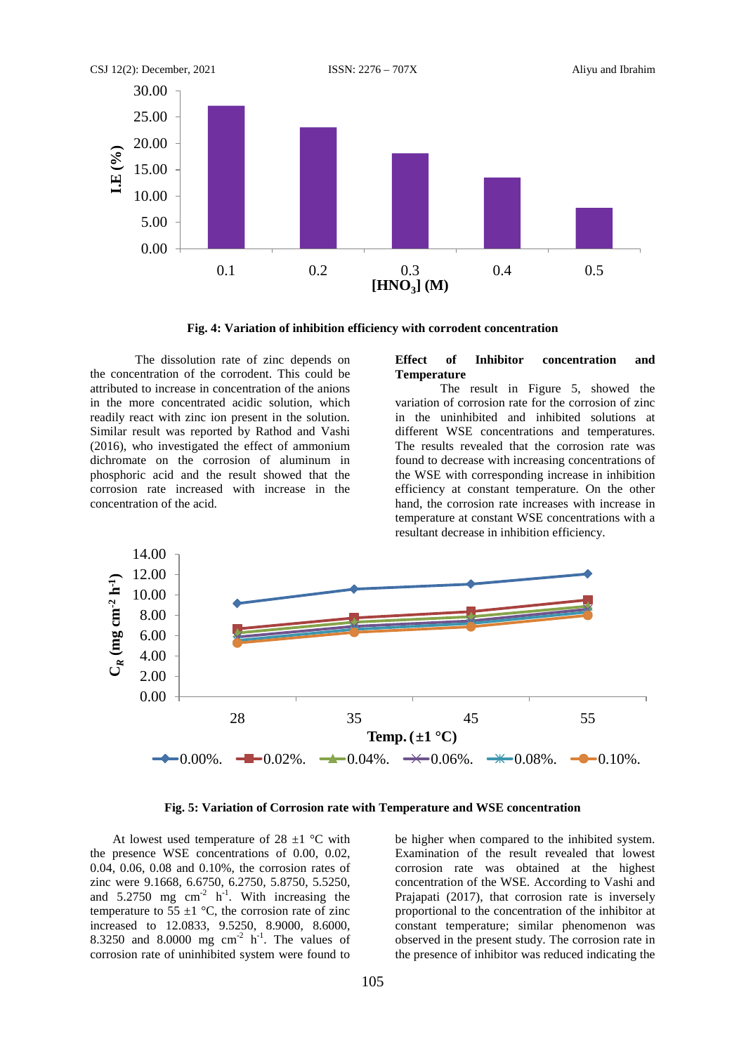Fig. 4: Variation of inhibition efficiency with corrodent concentration

The dissolution rate of zinc depends on the concentration of the corrodent. This could be attributed to increase in concentration of the anions in the more concentrated acidic solution, which readily react with zinc ion present in the solution. Similar result was reported by Rathod and Vashi (2016), who investigated the effect of ammonium dichromate on the corrosion of aluminum in phosphoric acid and the result showed that the corrosion rate increased with increase in the concentration of the acid.

**Effect of Inhibitor concentration and Temperature**

The result in Figure 5, showed the variation of corrosion rate for the corrosion of zinc in the uninhibited and inhibited solutions at different WSE concentrations and temperatures. The results revealed that the corrosion rate was found to decrease with increasing concentrations of the WSE with corresponding increase in inhibition efficiency at constant temperature. On the other hand, the corrosion rate increases with increase in temperature at constant WSE concentrations with a resultant decrease in inhibition efficiency.

Fig. 5: Variation of Corrosion rate with Temperature and WSE concentration

At lowest used temperature of 28 ±1 °C with the presence WSE concentrations of 0.00, 0.02, 0.04, 0.06, 0.08 and 0.10%, the corrosion rates of zinc were 9.1668, 6.6750, 6.2750, 5.8750, 5.5250, and 5.2750 mg $cm^{-2}$ $h^{-1}$. With increasing the temperature to 55 ±1 °C, the corrosion rate of zinc increased to 12.0833, 9.5250, 8.9000, 8.6000, 8.3250 and 8.0000 mg $cm^{-2}$ $h^{-1}$. The values of corrosion rate of uninhibited system were found to be higher when compared to the inhibited system. Examination of the result revealed that lowest corrosion rate was obtained at the highest concentration of the WSE. According to Vashi and Prajapati (2017), that corrosion rate is inversely proportional to the concentration of the inhibitor at constant temperature; similar phenomenon was observed in the present study. The corrosion rate in the presence of inhibitor was reduced indicating the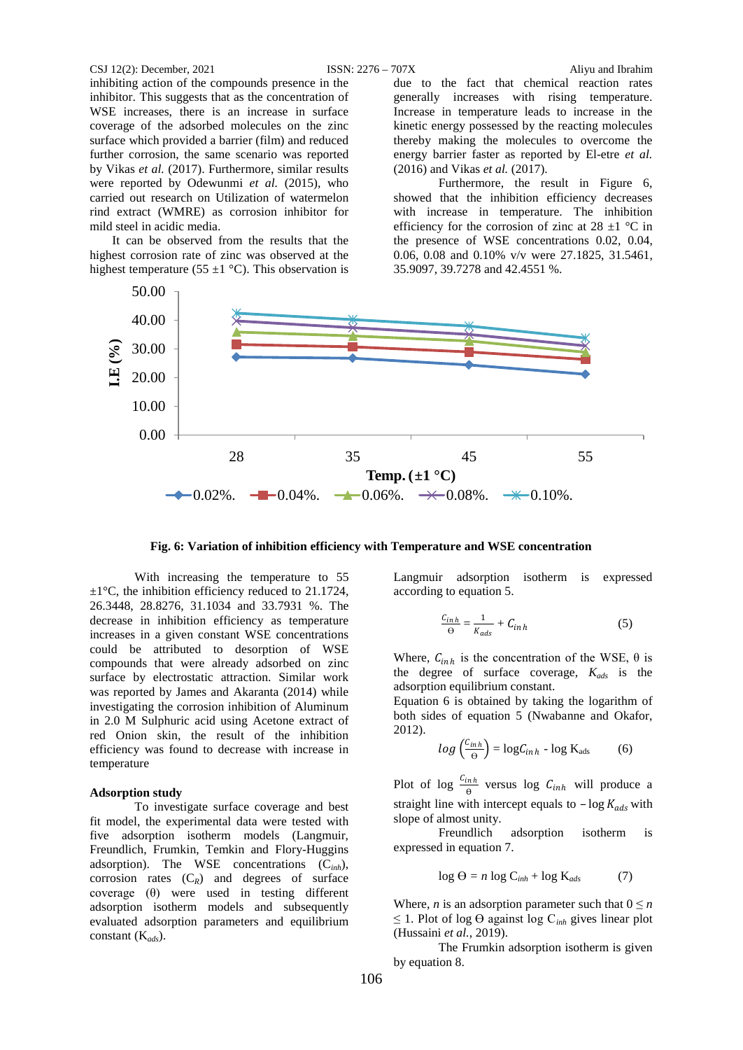inhibiting action of the compounds presence in the inhibitor. This suggests that as the concentration of WSE increases, there is an increase in surface coverage of the adsorbed molecules on the zinc surface which provided a barrier (film) and reduced further corrosion, the same scenario was reported by Vikas *et al.* (2017). Furthermore, similar results were reported by Odewunmi *et al.* (2015), who carried out research on Utilization of watermelon rind extract (WMRE) as corrosion inhibitor for mild steel in acidic media.

It can be observed from the results that the highest corrosion rate of zinc was observed at the highest temperature (55 ±1 °C). This observation is due to the fact that chemical reaction rates generally increases with rising temperature. Increase in temperature leads to increase in the kinetic energy possessed by the reacting molecules thereby making the molecules to overcome the energy barrier faster as reported by El-etre *et al.* (2016) and Vikas *et al.* (2017).

Furthermore, the result in Figure 6, showed that the inhibition efficiency decreases with increase in temperature. The inhibition efficiency for the corrosion of zinc at 28 ±1 °C in the presence of WSE concentrations 0.02, 0.04, 0.06, 0.08 and 0.10% v/v were 27.1825, 31.5461, 35.9097, 39.7278 and 42.4551 %.

**Fig. 6: Variation of inhibition efficiency with Temperature and WSE concentration**

With increasing the temperature to 55 ±1°C, the inhibition efficiency reduced to 21.1724, 26.3448, 28.8276, 31.1034 and 33.7931 %. The decrease in inhibition efficiency as temperature increases in a given constant WSE concentrations could be attributed to desorption of WSE compounds that were already adsorbed on zinc surface by electrostatic attraction. Similar work was reported by James and Akaranta (2014) while investigating the corrosion inhibition of Aluminum in 2.0 M Sulphuric acid using Acetone extract of red Onion skin, the result of the inhibition efficiency was found to decrease with increase in temperature

### Adsorption study

To investigate surface coverage and best fit model, the experimental data were tested with five adsorption isotherm models (Langmuir, Freundlich, Frumkin, Temkin and Flory-Huggins adsorption). The WSE concentrations ($C_{inh}$), corrosion rates ($C_R$) and degrees of surface coverage (θ) were used in testing different adsorption isotherm models and subsequently evaluated adsorption parameters and equilibrium constant ($K_{ads}$).

Langmuir adsorption isotherm is expressed according to equation 5.

$$\frac{C_{inh}}{\theta} = \frac{1}{K_{ads}} + C_{inh} \qquad (5)$$

Where, $C_{inh}$ is the concentration of the WSE, θ is the degree of surface coverage, $K_{ads}$ is the adsorption equilibrium constant.

Equation 6 is obtained by taking the logarithm of both sides of equation 5 (Nwabanne and Okafor, 2012).

$$\log\left(\frac{C_{inh}}{\theta}\right) = \log C_{inh} - \log K_{ads} \qquad (6)$$

Plot of $\log \frac{C_{inh}}{\theta}$ versus $\log C_{inh}$ will produce a straight line with intercept equals to $-\log K_{ads}$ with slope of almost unity.

Freundlich adsorption isotherm is expressed in equation 7.

$$\log \theta = n \log C_{inh} + \log K_{ads} \qquad (7)$$

Where, $n$ is an adsorption parameter such that $0 \leq n \leq 1$. Plot of log θ against log $C_{inh}$ gives linear plot (Hussaini *et al.*, 2019).

The Frumkin adsorption isotherm is given by equation 8.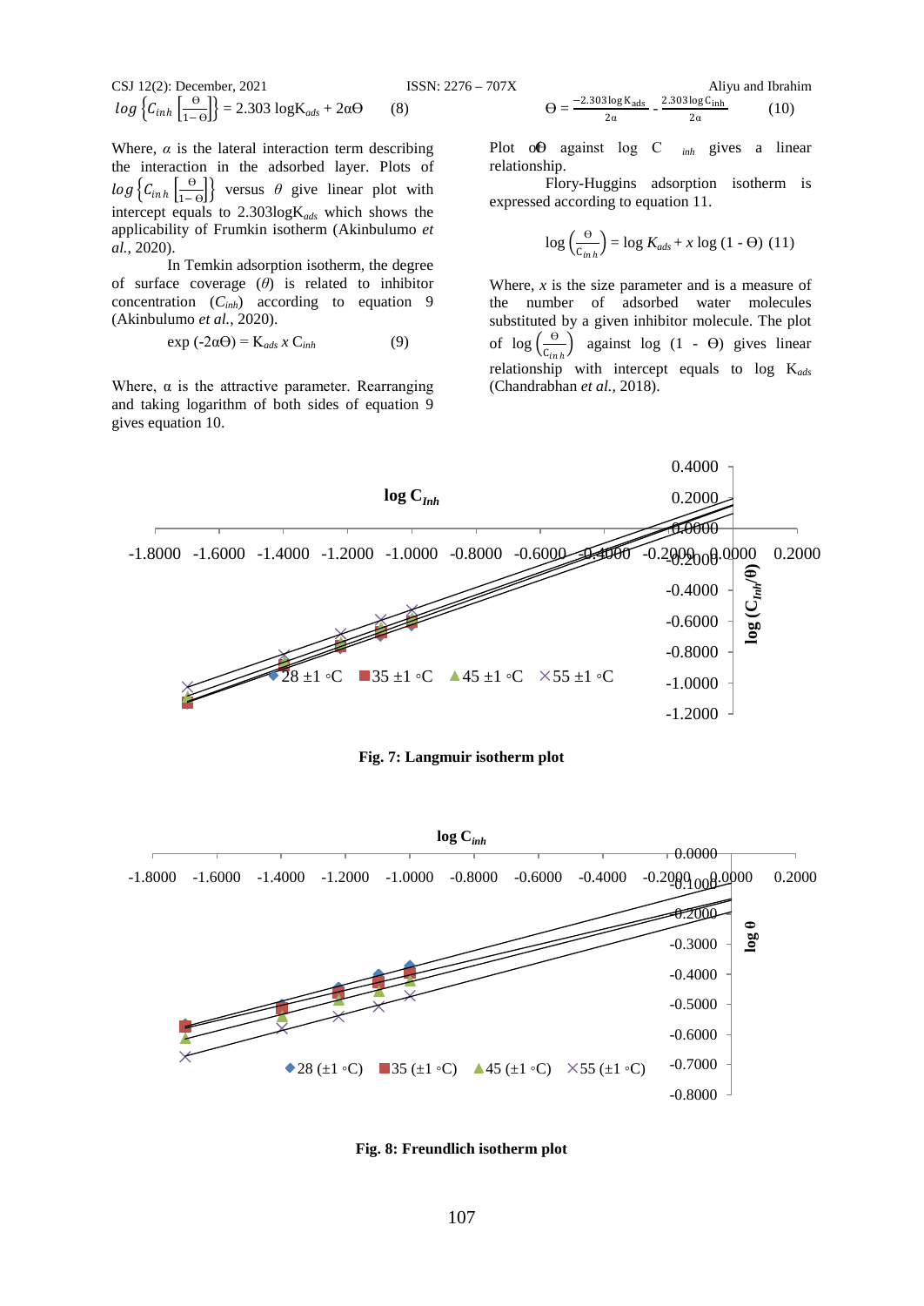$$log\left\{C_{inh}\left[\frac{\Theta}{1-\Theta}\right]\right\} = 2.303\ \log K_{ads} + 2\alpha\Theta \quad (8)$$

Where, $\alpha$ is the lateral interaction term describing the interaction in the adsorbed layer. Plots of $log\left\{C_{inh}\left[\frac{\Theta}{1-\Theta}\right]\right\}$ versus $\theta$ give linear plot with intercept equals to $2.303\log K_{ads}$ which shows the applicability of Frumkin isotherm (Akinbulumo *et al.*, 2020).

In Temkin adsorption isotherm, the degree of surface coverage ($\theta$) is related to inhibitor concentration ($C_{inh}$) according to equation 9 (Akinbulumo *et al.*, 2020).

$$\exp(-2\alpha\Theta) = K_{ads}\ x\ C_{inh} \quad (9)$$

Where, α is the attractive parameter. Rearranging and taking logarithm of both sides of equation 9 gives equation 10.

$$\Theta = \frac{-2.303\log K_{ads}}{2\alpha} - \frac{2.303\log C_{inh}}{2\alpha} \quad (10)$$

Plot of $\Theta$ against $\log C_{inh}$ gives a linear relationship.

Flory-Huggins adsorption isotherm is expressed according to equation 11.

$$\log\left(\frac{\Theta}{C_{inh}}\right) = \log K_{ads} + x\log(1-\Theta) \quad (11)$$

Where, $x$ is the size parameter and is a measure of the number of adsorbed water molecules substituted by a given inhibitor molecule. The plot of $\log\left(\frac{\Theta}{C_{inh}}\right)$ against $\log(1-\Theta)$ gives linear relationship with intercept equals to $\log K_{ads}$ (Chandrabhan *et al.*, 2018).

**Fig. 7: Langmuir isotherm plot**

**Fig. 8: Freundlich isotherm plot**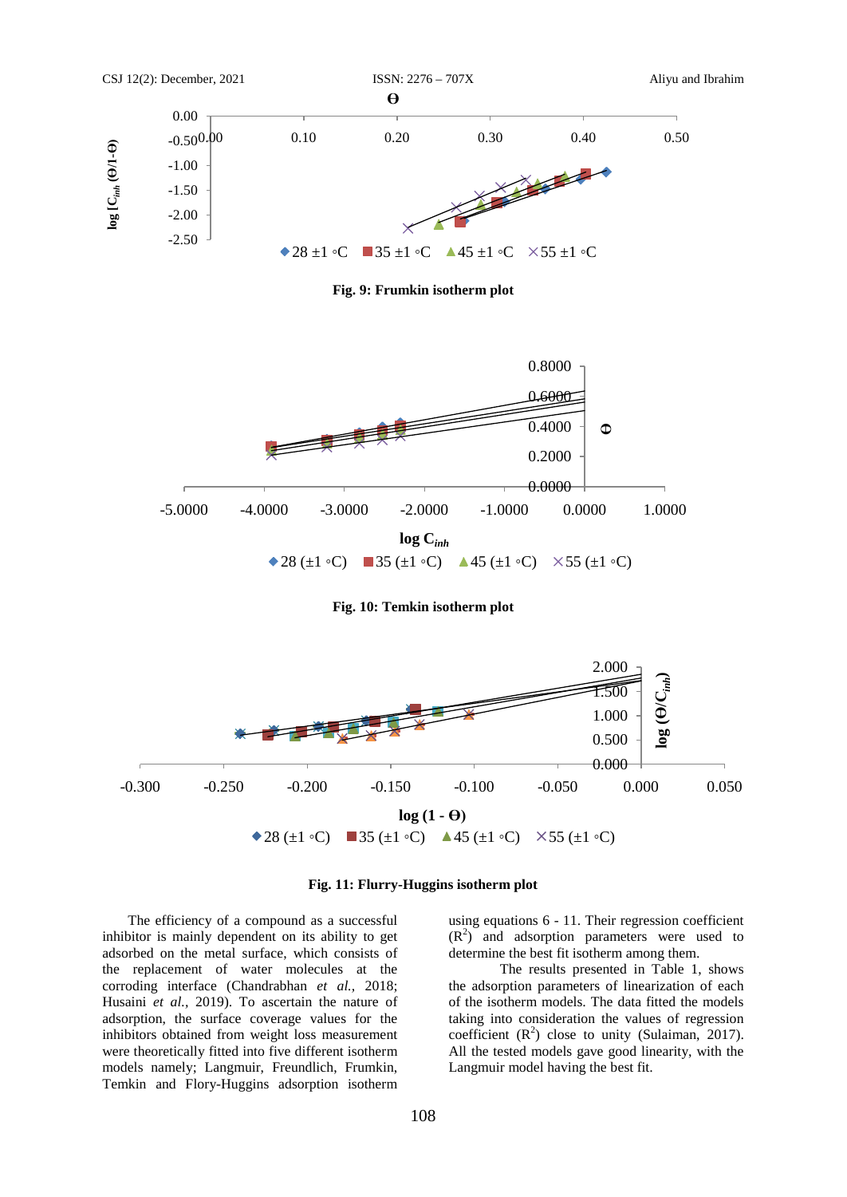**Fig. 9: Frumkin isotherm plot**

**Fig. 10: Temkin isotherm plot**

**Fig. 11: Flurry-Huggins isotherm plot**

The efficiency of a compound as a successful inhibitor is mainly dependent on its ability to get adsorbed on the metal surface, which consists of the replacement of water molecules at the corroding interface (Chandrabhan *et al.,* 2018; Husaini *et al.*, 2019). To ascertain the nature of adsorption, the surface coverage values for the inhibitors obtained from weight loss measurement were theoretically fitted into five different isotherm models namely; Langmuir, Freundlich, Frumkin, Temkin and Flory-Huggins adsorption isotherm using equations 6 - 11. Their regression coefficient ($R^2$) and adsorption parameters were used to determine the best fit isotherm among them.

The results presented in Table 1, shows the adsorption parameters of linearization of each of the isotherm models. The data fitted the models taking into consideration the values of regression coefficient ($R^2$) close to unity (Sulaiman, 2017). All the tested models gave good linearity, with the Langmuir model having the best fit.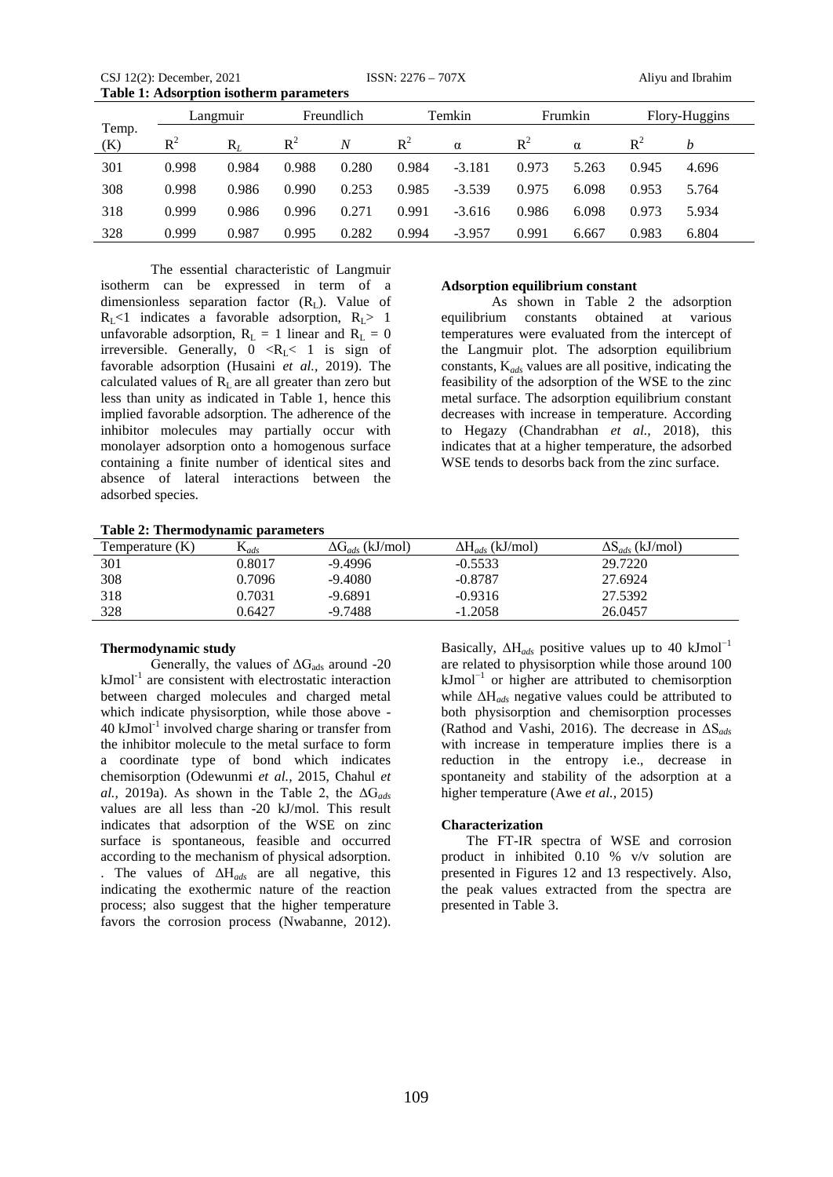**Table 1: Adsorption isotherm parameters**

| Temp. (K) | Langmuir | | Freundlich | | Temkin | | Frumkin | | Flory-Huggins | |
|---|---|---|---|---|---|---|---|---|---|---|
| | $R^2$ | $R_L$ | $R^2$ | $N$ | $R^2$ | α | $R^2$ | α | $R^2$ | $b$ |
| 301 | 0.998 | 0.984 | 0.988 | 0.280 | 0.984 | -3.181 | 0.973 | 5.263 | 0.945 | 4.696 |
| 308 | 0.998 | 0.986 | 0.990 | 0.253 | 0.985 | -3.539 | 0.975 | 6.098 | 0.953 | 5.764 |
| 318 | 0.999 | 0.986 | 0.996 | 0.271 | 0.991 | -3.616 | 0.986 | 6.098 | 0.973 | 5.934 |
| 328 | 0.999 | 0.987 | 0.995 | 0.282 | 0.994 | -3.957 | 0.991 | 6.667 | 0.983 | 6.804 |

The essential characteristic of Langmuir isotherm can be expressed in term of a dimensionless separation factor ($R_L$). Value of $R_L$<1 indicates a favorable adsorption, $R_L$> 1 unfavorable adsorption, $R_L$ = 1 linear and $R_L$ = 0 irreversible. Generally, 0 <$R_L$< 1 is sign of favorable adsorption (Husaini *et al.,* 2019). The calculated values of $R_L$ are all greater than zero but less than unity as indicated in Table 1, hence this implied favorable adsorption. The adherence of the inhibitor molecules may partially occur with monolayer adsorption onto a homogenous surface containing a finite number of identical sites and absence of lateral interactions between the adsorbed species.

**Adsorption equilibrium constant**

As shown in Table 2 the adsorption equilibrium constants obtained at various temperatures were evaluated from the intercept of the Langmuir plot. The adsorption equilibrium constants, $K_{ads}$ values are all positive, indicating the feasibility of the adsorption of the WSE to the zinc metal surface. The adsorption equilibrium constant decreases with increase in temperature. According to Hegazy (Chandrabhan *et al.,* 2018), this indicates that at a higher temperature, the adsorbed WSE tends to desorbs back from the zinc surface.

**Table 2: Thermodynamic parameters**

| Temperature (K) | $K_{ads}$ | $\Delta G_{ads}$ (kJ/mol) | $\Delta H_{ads}$ (kJ/mol) | $\Delta S_{ads}$ (kJ/mol) |
|---|---|---|---|---|
| 301 | 0.8017 | -9.4996 | -0.5533 | 29.7220 |
| 308 | 0.7096 | -9.4080 | -0.8787 | 27.6924 |
| 318 | 0.7031 | -9.6891 | -0.9316 | 27.5392 |
| 328 | 0.6427 | -9.7488 | -1.2058 | 26.0457 |

**Thermodynamic study**

Generally, the values of $\Delta G_{ads}$ around -20 $kJmol^{-1}$ are consistent with electrostatic interaction between charged molecules and charged metal which indicate physisorption, while those above -40 $kJmol^{-1}$ involved charge sharing or transfer from the inhibitor molecule to the metal surface to form a coordinate type of bond which indicates chemisorption (Odewunmi *et al.,* 2015, Chahul *et al.,* 2019a). As shown in the Table 2, the $\Delta G_{ads}$ values are all less than -20 kJ/mol. This result indicates that adsorption of the WSE on zinc surface is spontaneous, feasible and occurred according to the mechanism of physical adsorption. . The values of $\Delta H_{ads}$ are all negative, this indicating the exothermic nature of the reaction process; also suggest that the higher temperature favors the corrosion process (Nwabanne, 2012). Basically, $\Delta H_{ads}$ positive values up to 40 $kJmol^{-1}$ are related to physisorption while those around 100 $kJmol^{-1}$ or higher are attributed to chemisorption while $\Delta H_{ads}$ negative values could be attributed to both physisorption and chemisorption processes (Rathod and Vashi, 2016). The decrease in $\Delta S_{ads}$ with increase in temperature implies there is a reduction in the entropy i.e., decrease in spontaneity and stability of the adsorption at a higher temperature (Awe *et al.,* 2015)

**Characterization**

The FT-IR spectra of WSE and corrosion product in inhibited 0.10 % v/v solution are presented in Figures 12 and 13 respectively. Also, the peak values extracted from the spectra are presented in Table 3.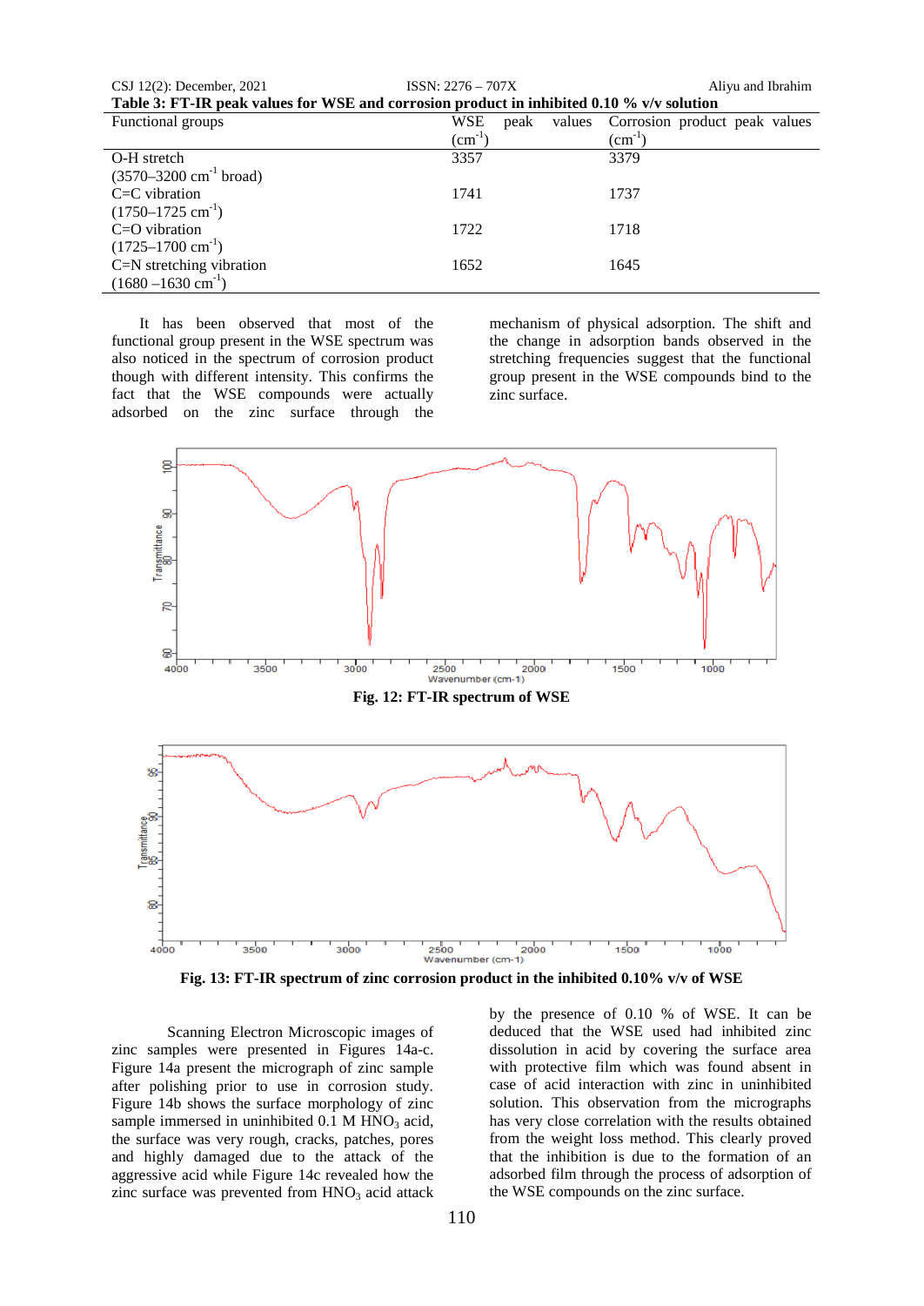**Table 3: FT-IR peak values for WSE and corrosion product in inhibited 0.10 % v/v solution**

| Functional groups | WSE peak values ($cm^{-1}$) | Corrosion product peak values ($cm^{-1}$) |
|---|---|---|
| O-H stretch (3570–3200 $cm^{-1}$ broad) | 3357 | 3379 |
| C=C vibration (1750–1725 $cm^{-1}$) | 1741 | 1737 |
| C=O vibration (1725–1700 $cm^{-1}$) | 1722 | 1718 |
| C=N stretching vibration (1680 –1630 $cm^{-1}$) | 1652 | 1645 |

It has been observed that most of the functional group present in the WSE spectrum was also noticed in the spectrum of corrosion product though with different intensity. This confirms the fact that the WSE compounds were actually adsorbed on the zinc surface through the mechanism of physical adsorption. The shift and the change in adsorption bands observed in the stretching frequencies suggest that the functional group present in the WSE compounds bind to the zinc surface.

**Fig. 12: FT-IR spectrum of WSE**

**Fig. 13: FT-IR spectrum of zinc corrosion product in the inhibited 0.10% v/v of WSE**

Scanning Electron Microscopic images of zinc samples were presented in Figures 14a-c. Figure 14a present the micrograph of zinc sample after polishing prior to use in corrosion study. Figure 14b shows the surface morphology of zinc sample immersed in uninhibited 0.1 M $HNO_3$ acid, the surface was very rough, cracks, patches, pores and highly damaged due to the attack of the aggressive acid while Figure 14c revealed how the zinc surface was prevented from $HNO_3$ acid attack by the presence of 0.10 % of WSE. It can be deduced that the WSE used had inhibited zinc dissolution in acid by covering the surface area with protective film which was found absent in case of acid interaction with zinc in uninhibited solution. This observation from the micrographs has very close correlation with the results obtained from the weight loss method. This clearly proved that the inhibition is due to the formation of an adsorbed film through the process of adsorption of the WSE compounds on the zinc surface.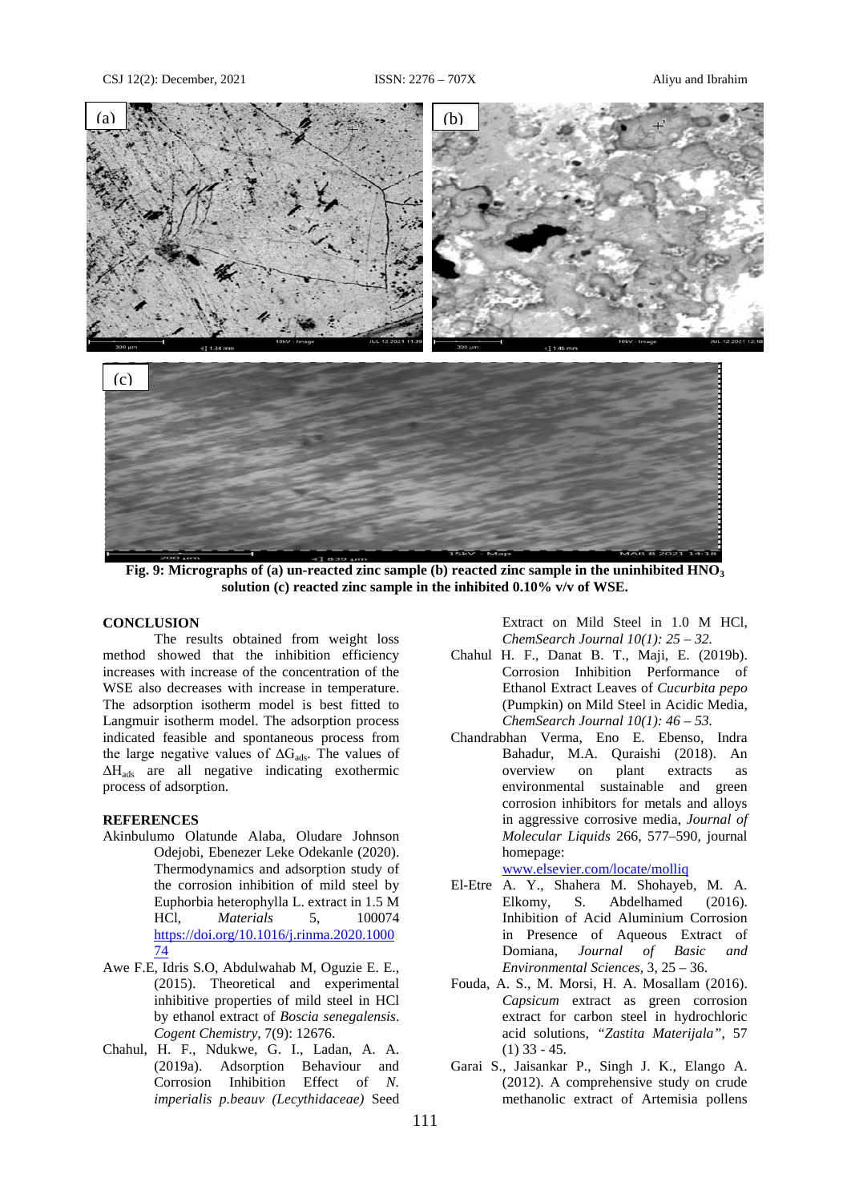Fig. 9: Micrographs of (a) un-reacted zinc sample (b) reacted zinc sample in the uninhibited $HNO_3$ solution (c) reacted zinc sample in the inhibited 0.10% v/v of WSE.

## CONCLUSION

The results obtained from weight loss method showed that the inhibition efficiency increases with increase of the concentration of the WSE also decreases with increase in temperature. The adsorption isotherm model is best fitted to Langmuir isotherm model. The adsorption process indicated feasible and spontaneous process from the large negative values of $\Delta G_{ads}$. The values of $\Delta H_{ads}$ are all negative indicating exothermic process of adsorption.

## REFERENCES

Akinbulumo Olatunde Alaba, Oludare Johnson Odejobi, Ebenezer Leke Odekanle (2020). Thermodynamics and adsorption study of the corrosion inhibition of mild steel by Euphorbia heterophylla L. extract in 1.5 M HCl, *Materials* 5, 100074 https://doi.org/10.1016/j.rinma.2020.100074

Awe F.E, Idris S.O, Abdulwahab M, Oguzie E. E., (2015). Theoretical and experimental inhibitive properties of mild steel in HCl by ethanol extract of *Boscia senegalensis*. *Cogent Chemistry,* 7(9): 12676.

Chahul, H. F., Ndukwe, G. I., Ladan, A. A. (2019a). Adsorption Behaviour and Corrosion Inhibition Effect of *N. imperialis p.beauv (Lecythidaceae)* Seed Extract on Mild Steel in 1.0 M HCl, *ChemSearch Journal 10(1): 25 – 32.*

Chahul H. F., Danat B. T., Maji, E. (2019b). Corrosion Inhibition Performance of Ethanol Extract Leaves of *Cucurbita pepo* (Pumpkin) on Mild Steel in Acidic Media, *ChemSearch Journal 10(1): 46 – 53.*

Chandrabhan Verma, Eno E. Ebenso, Indra Bahadur, M.A. Quraishi (2018). An overview on plant extracts as environmental sustainable and green corrosion inhibitors for metals and alloys in aggressive corrosive media, *Journal of Molecular Liquids* 266, 577–590, journal homepage: www.elsevier.com/locate/molliq

El-Etre A. Y., Shahera M. Shohayeb, M. A. Elkomy, S. Abdelhamed (2016). Inhibition of Acid Aluminium Corrosion in Presence of Aqueous Extract of Domiana, *Journal of Basic and Environmental Sciences,* 3, 25 – 36.

Fouda, A. S., M. Morsi, H. A. Mosallam (2016). *Capsicum* extract as green corrosion extract for carbon steel in hydrochloric acid solutions, *"Zastita Materijala"*, 57 (1) 33 - 45.

Garai S., Jaisankar P., Singh J. K., Elango A. (2012). A comprehensive study on crude methanolic extract of Artemisia pollens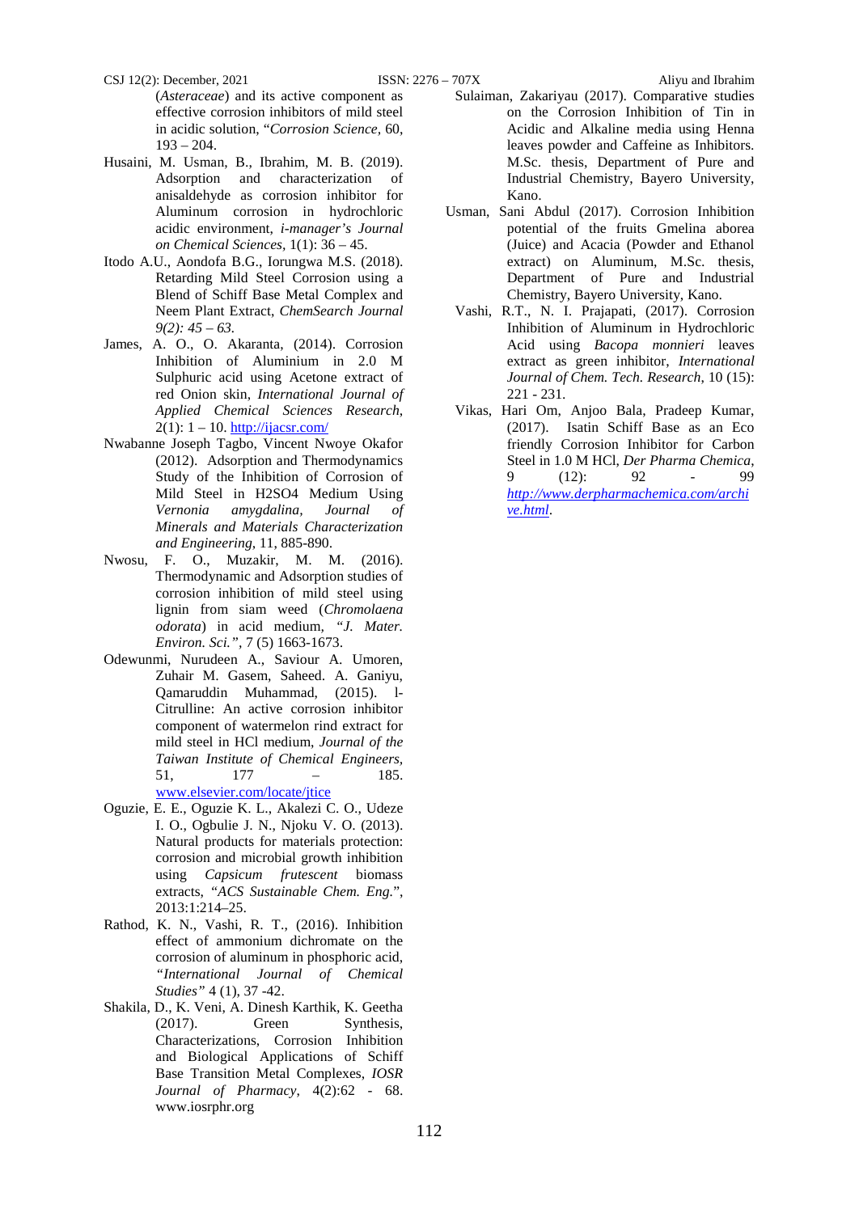(*Asteraceae*) and its active component as effective corrosion inhibitors of mild steel in acidic solution, "*Corrosion Science*, 60, 193 – 204.

Husaini, M. Usman, B., Ibrahim, M. B. (2019). Adsorption and characterization of anisaldehyde as corrosion inhibitor for Aluminum corrosion in hydrochloric acidic environment, *i-manager's Journal on Chemical Sciences*, 1(1): 36 – 45.

Itodo A.U., Aondofa B.G., Iorungwa M.S. (2018). Retarding Mild Steel Corrosion using a Blend of Schiff Base Metal Complex and Neem Plant Extract, *ChemSearch Journal 9(2): 45 – 63.*

James, A. O., O. Akaranta, (2014). Corrosion Inhibition of Aluminium in 2.0 M Sulphuric acid using Acetone extract of red Onion skin, *International Journal of Applied Chemical Sciences Research*, 2(1): 1 – 10. http://ijacsr.com/

Nwabanne Joseph Tagbo, Vincent Nwoye Okafor (2012). Adsorption and Thermodynamics Study of the Inhibition of Corrosion of Mild Steel in H2SO4 Medium Using *Vernonia amygdalina, Journal of Minerals and Materials Characterization and Engineering*, 11, 885-890.

Nwosu, F. O., Muzakir, M. M. (2016). Thermodynamic and Adsorption studies of corrosion inhibition of mild steel using lignin from siam weed (*Chromolaena odorata*) in acid medium*, "J. Mater. Environ. Sci.",* 7 (5) 1663-1673.

Odewunmi, Nurudeen A., Saviour A. Umoren, Zuhair M. Gasem, Saheed. A. Ganiyu, Qamaruddin Muhammad, (2015). l-Citrulline: An active corrosion inhibitor component of watermelon rind extract for mild steel in HCl medium, *Journal of the Taiwan Institute of Chemical Engineers,* 51, 177 – 185. www.elsevier.com/locate/jtice

Oguzie, E. E., Oguzie K. L., Akalezi C. O., Udeze I. O., Ogbulie J. N., Njoku V. O. (2013). Natural products for materials protection: corrosion and microbial growth inhibition using *Capsicum frutescent* biomass extracts, "*ACS Sustainable Chem. Eng.*", 2013:1:214–25.

Rathod, K. N., Vashi, R. T., (2016). Inhibition effect of ammonium dichromate on the corrosion of aluminum in phosphoric acid, *"International Journal of Chemical Studies"* 4 (1), 37 -42.

Shakila, D., K. Veni, A. Dinesh Karthik, K. Geetha (2017). Green Synthesis, Characterizations, Corrosion Inhibition and Biological Applications of Schiff Base Transition Metal Complexes, *IOSR Journal of Pharmacy*, 4(2):62 - 68. www.iosrphr.org

Sulaiman, Zakariyau (2017). Comparative studies on the Corrosion Inhibition of Tin in Acidic and Alkaline media using Henna leaves powder and Caffeine as Inhibitors. M.Sc. thesis, Department of Pure and Industrial Chemistry, Bayero University, Kano.

Usman, Sani Abdul (2017). Corrosion Inhibition potential of the fruits Gmelina aborea (Juice) and Acacia (Powder and Ethanol extract) on Aluminum, M.Sc. thesis, Department of Pure and Industrial Chemistry, Bayero University, Kano.

Vashi, R.T., N. I. Prajapati, (2017). Corrosion Inhibition of Aluminum in Hydrochloric Acid using *Bacopa monnieri* leaves extract as green inhibitor, *International Journal of Chem. Tech. Research*, 10 (15): 221 - 231.

Vikas, Hari Om, Anjoo Bala, Pradeep Kumar, (2017). Isatin Schiff Base as an Eco friendly Corrosion Inhibitor for Carbon Steel in 1.0 M HCl, *Der Pharma Chemica,* 9 (12): 92 - 99 *http://www.derpharmachemica.com/archive.html*.